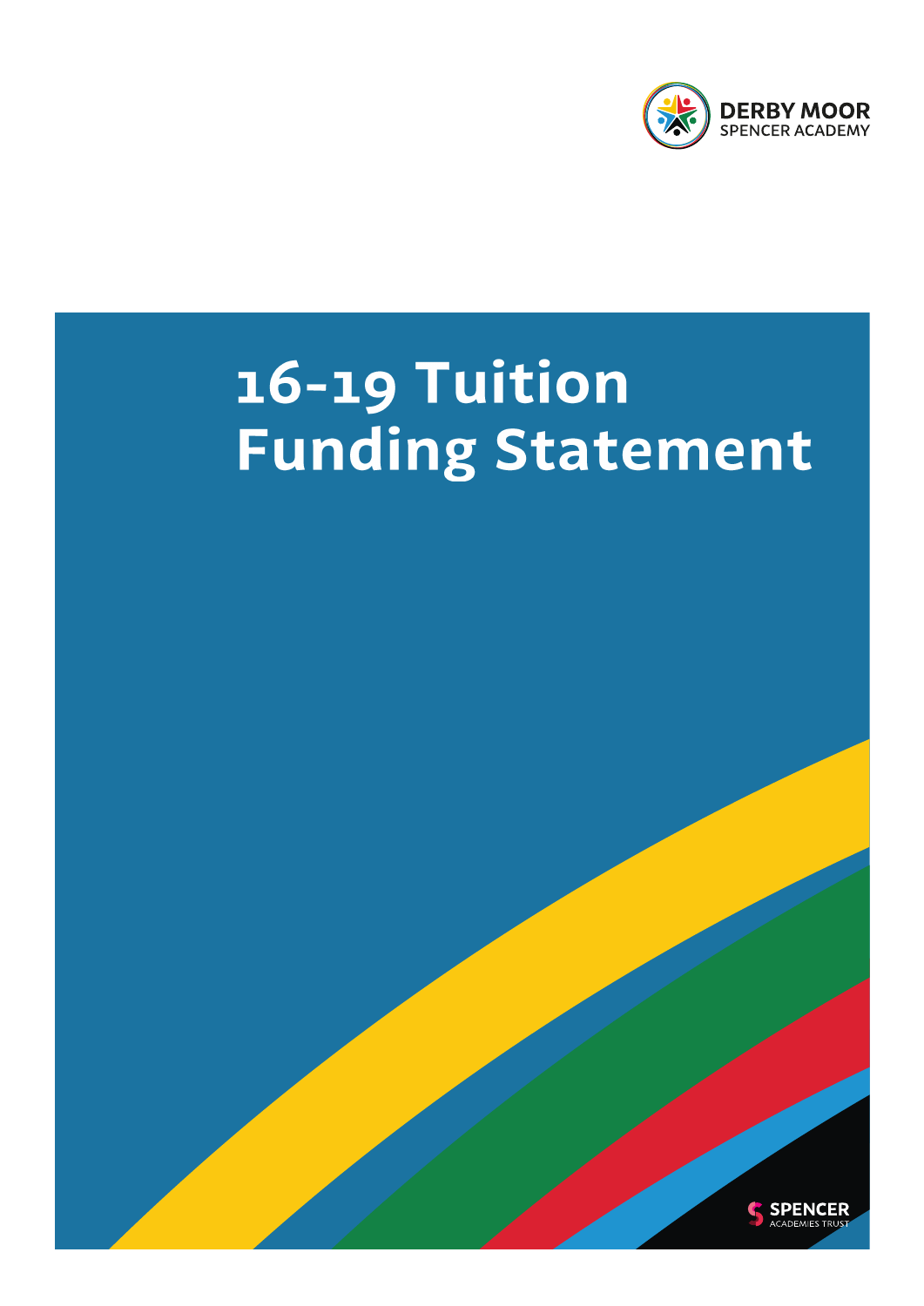DERBY MOOR
SPENCER ACADEMY

# 16-19 Tuition Funding Statement

SPENCER
ACADEMIES TRUST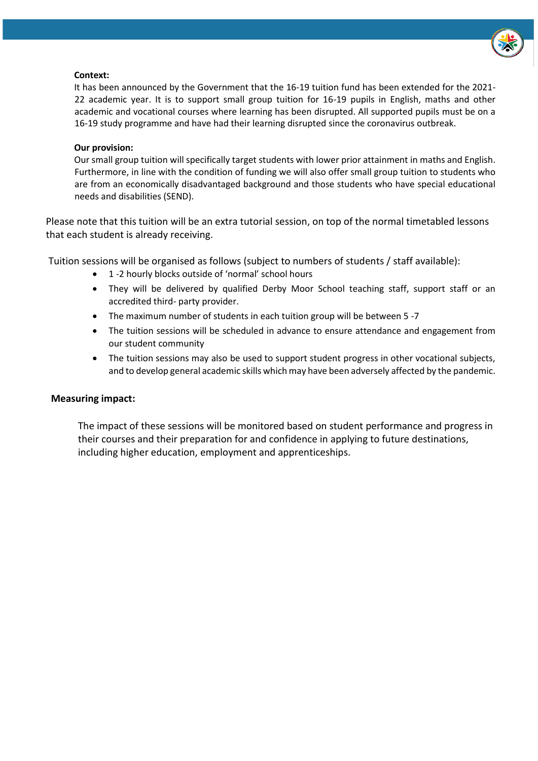**Context:**

It has been announced by the Government that the 16-19 tuition fund has been extended for the 2021-22 academic year. It is to support small group tuition for 16-19 pupils in English, maths and other academic and vocational courses where learning has been disrupted. All supported pupils must be on a 16-19 study programme and have had their learning disrupted since the coronavirus outbreak.

**Our provision:**

Our small group tuition will specifically target students with lower prior attainment in maths and English. Furthermore, in line with the condition of funding we will also offer small group tuition to students who are from an economically disadvantaged background and those students who have special educational needs and disabilities (SEND).

Please note that this tuition will be an extra tutorial session, on top of the normal timetabled lessons that each student is already receiving.

Tuition sessions will be organised as follows (subject to numbers of students / staff available):

- 1 -2 hourly blocks outside of 'normal' school hours
- They will be delivered by qualified Derby Moor School teaching staff, support staff or an accredited third- party provider.
- The maximum number of students in each tuition group will be between 5 -7
- The tuition sessions will be scheduled in advance to ensure attendance and engagement from our student community
- The tuition sessions may also be used to support student progress in other vocational subjects, and to develop general academic skills which may have been adversely affected by the pandemic.

**Measuring impact:**

The impact of these sessions will be monitored based on student performance and progress in their courses and their preparation for and confidence in applying to future destinations, including higher education, employment and apprenticeships.